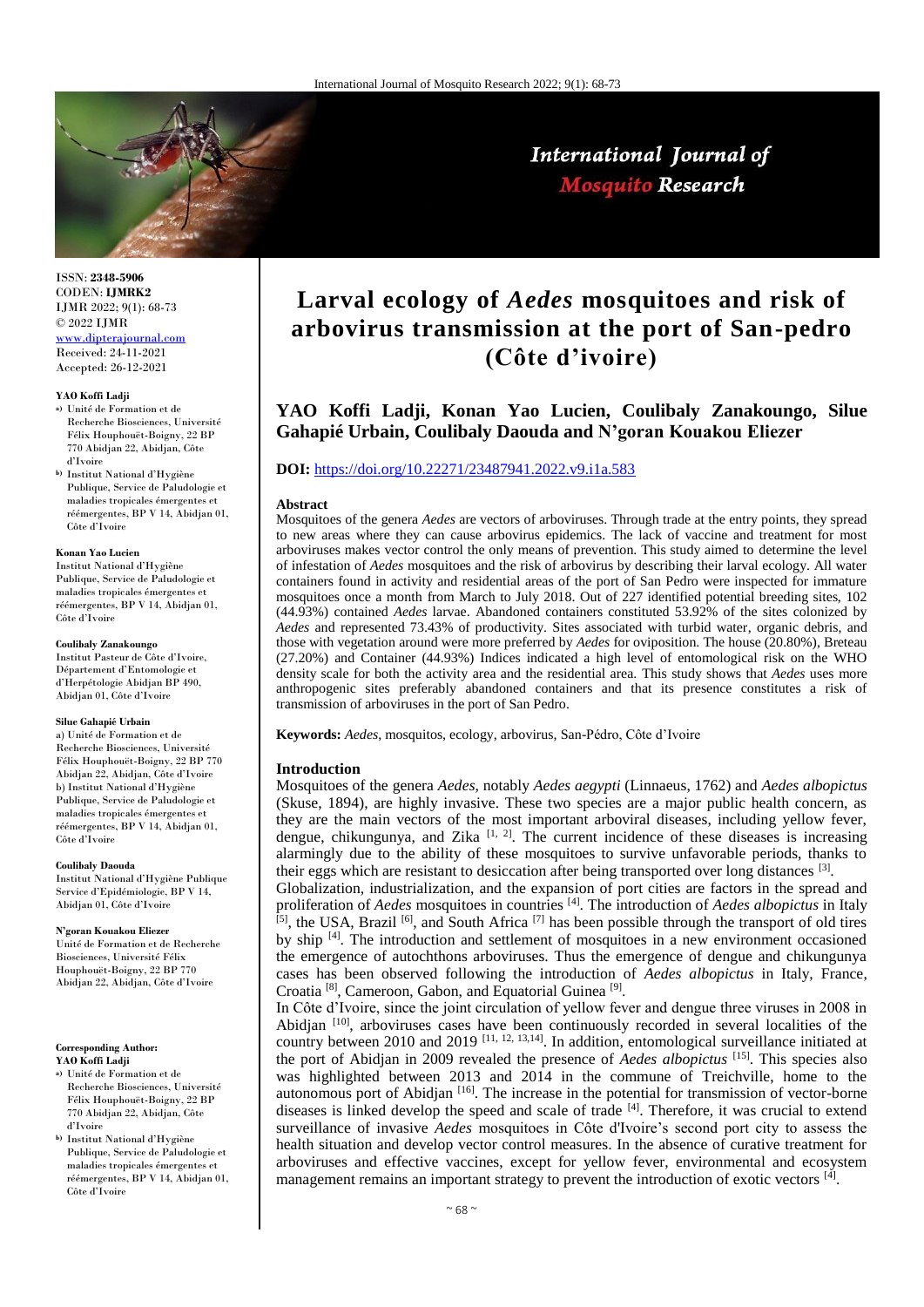ISSN: **2348-5906**
CODEN: **IJMRK2**
IJMR 2022; 9(1): 68-73
© 2022 IJMR
www.dipterajournal.com
Received: 24-11-2021
Accepted: 26-12-2021

**YAO Koffi Ladji**
a) Unité de Formation et de Recherche Biosciences, Université Félix Houphouët-Boigny, 22 BP 770 Abidjan 22, Abidjan, Côte d'Ivoire
b) Institut National d'Hygiène Publique, Service de Paludologie et maladies tropicales émergentes et réémergentes, BP V 14, Abidjan 01, Côte d'Ivoire

**Konan Yao Lucien**
Institut National d'Hygiène Publique, Service de Paludologie et maladies tropicales émergentes et réémergentes, BP V 14, Abidjan 01, Côte d'Ivoire

**Coulibaly Zanakoungo**
Institut Pasteur de Côte d'Ivoire, Département d'Entomologie et d'Herpétologie Abidjan BP 490, Abidjan 01, Côte d'Ivoire

**Silue Gahapié Urbain**
a) Unité de Formation et de Recherche Biosciences, Université Félix Houphouët-Boigny, 22 BP 770 Abidjan 22, Abidjan, Côte d'Ivoire
b) Institut National d'Hygiène Publique, Service de Paludologie et maladies tropicales émergentes et réémergentes, BP V 14, Abidjan 01, Côte d'Ivoire

**Coulibaly Daouda**
Institut National d'Hygiène Publique Service d'Epidémiologie, BP V 14, Abidjan 01, Côte d'Ivoire

**N'goran Kouakou Eliezer**
Unité de Formation et de Recherche Biosciences, Université Félix Houphouët-Boigny, 22 BP 770 Abidjan 22, Abidjan, Côte d'Ivoire

**Corresponding Author:**
**YAO Koffi Ladji**
a) Unité de Formation et de Recherche Biosciences, Université Félix Houphouët-Boigny, 22 BP 770 Abidjan 22, Abidjan, Côte d'Ivoire
b) Institut National d'Hygiène Publique, Service de Paludologie et maladies tropicales émergentes et réémergentes, BP V 14, Abidjan 01, Côte d'Ivoire

# Larval ecology of *Aedes* mosquitoes and risk of arbovirus transmission at the port of San-pedro (Côte d'ivoire)

**YAO Koffi Ladji, Konan Yao Lucien, Coulibaly Zanakoungo, Silue Gahapié Urbain, Coulibaly Daouda and N'goran Kouakou Eliezer**

**DOI:** https://doi.org/10.22271/23487941.2022.v9.i1a.583

### Abstract

Mosquitoes of the genera *Aedes* are vectors of arboviruses. Through trade at the entry points, they spread to new areas where they can cause arbovirus epidemics. The lack of vaccine and treatment for most arboviruses makes vector control the only means of prevention. This study aimed to determine the level of infestation of *Aedes* mosquitoes and the risk of arbovirus by describing their larval ecology. All water containers found in activity and residential areas of the port of San Pedro were inspected for immature mosquitoes once a month from March to July 2018. Out of 227 identified potential breeding sites, 102 (44.93%) contained *Aedes* larvae. Abandoned containers constituted 53.92% of the sites colonized by *Aedes* and represented 73.43% of productivity. Sites associated with turbid water, organic debris, and those with vegetation around were more preferred by *Aedes* for oviposition. The house (20.80%), Breteau (27.20%) and Container (44.93%) Indices indicated a high level of entomological risk on the WHO density scale for both the activity area and the residential area. This study shows that *Aedes* uses more anthropogenic sites preferably abandoned containers and that its presence constitutes a risk of transmission of arboviruses in the port of San Pedro.

**Keywords:** *Aedes*, mosquitos, ecology, arbovirus, San-Pédro, Côte d'Ivoire

### Introduction

Mosquitoes of the genera *Aedes*, notably *Aedes aegypti* (Linnaeus, 1762) and *Aedes albopictus* (Skuse, 1894), are highly invasive. These two species are a major public health concern, as they are the main vectors of the most important arboviral diseases, including yellow fever, dengue, chikungunya, and Zika [1, 2]. The current incidence of these diseases is increasing alarmingly due to the ability of these mosquitoes to survive unfavorable periods, thanks to their eggs which are resistant to desiccation after being transported over long distances [3].

Globalization, industrialization, and the expansion of port cities are factors in the spread and proliferation of *Aedes* mosquitoes in countries [4]. The introduction of *Aedes albopictus* in Italy [5], the USA, Brazil [6], and South Africa [7] has been possible through the transport of old tires by ship [4]. The introduction and settlement of mosquitoes in a new environment occasioned the emergence of autochthons arboviruses. Thus the emergence of dengue and chikungunya cases has been observed following the introduction of *Aedes albopictus* in Italy, France, Croatia [8], Cameroon, Gabon, and Equatorial Guinea [9].

In Côte d'Ivoire, since the joint circulation of yellow fever and dengue three viruses in 2008 in Abidjan [10], arboviruses cases have been continuously recorded in several localities of the country between 2010 and 2019 [11, 12, 13,14]. In addition, entomological surveillance initiated at the port of Abidjan in 2009 revealed the presence of *Aedes albopictus* [15]. This species also was highlighted between 2013 and 2014 in the commune of Treichville, home to the autonomous port of Abidjan [16]. The increase in the potential for transmission of vector-borne diseases is linked develop the speed and scale of trade [4]. Therefore, it was crucial to extend surveillance of invasive *Aedes* mosquitoes in Côte d'Ivoire's second port city to assess the health situation and develop vector control measures. In the absence of curative treatment for arboviruses and effective vaccines, except for yellow fever, environmental and ecosystem management remains an important strategy to prevent the introduction of exotic vectors [4].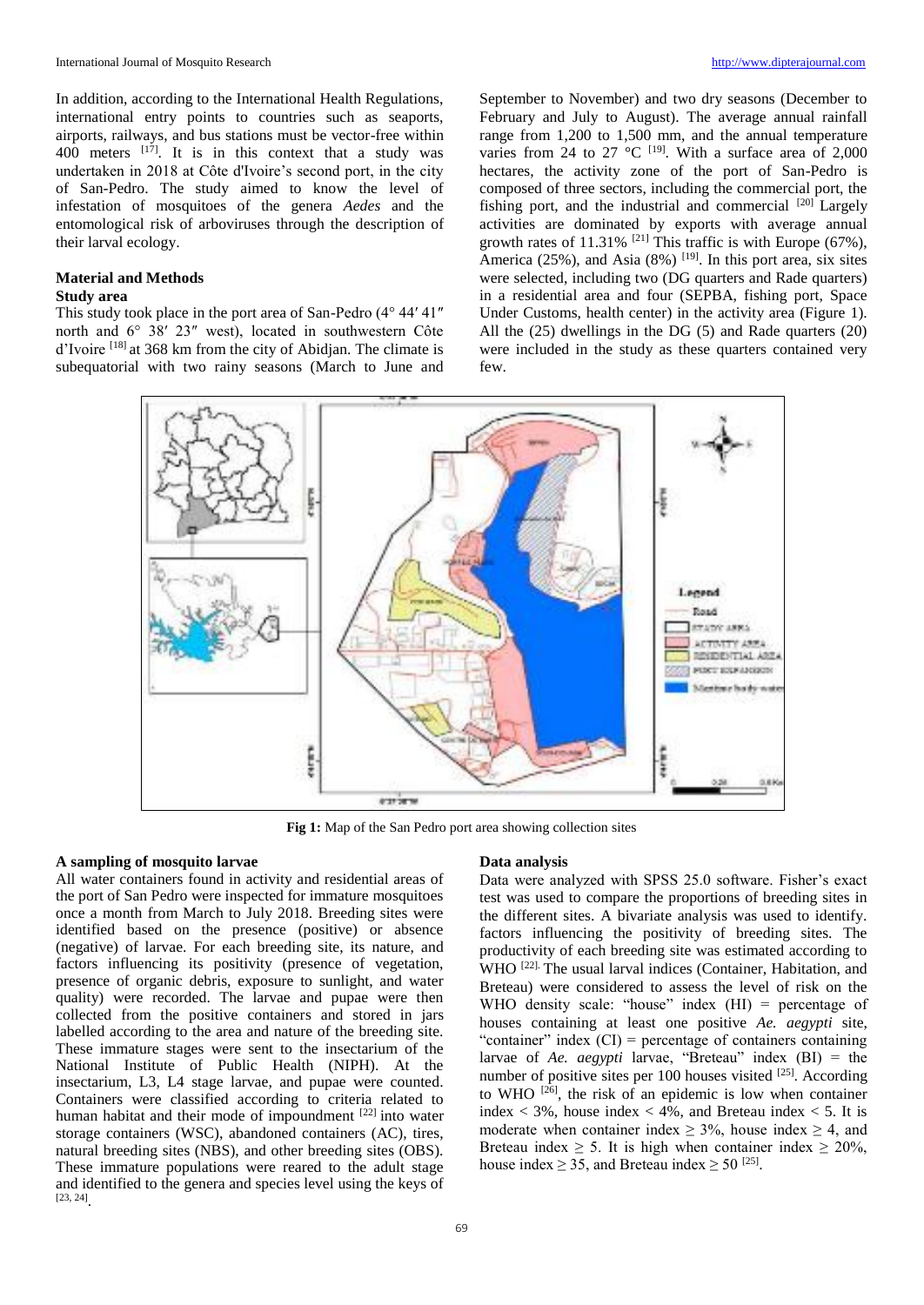In addition, according to the International Health Regulations, international entry points to countries such as seaports, airports, railways, and bus stations must be vector-free within 400 meters [17]. It is in this context that a study was undertaken in 2018 at Côte d'Ivoire's second port, in the city of San-Pedro. The study aimed to know the level of infestation of mosquitoes of the genera *Aedes* and the entomological risk of arboviruses through the description of their larval ecology.

## Material and Methods

### Study area

This study took place in the port area of San-Pedro (4° 44′ 41″ north and 6° 38′ 23″ west), located in southwestern Côte d'Ivoire [18] at 368 km from the city of Abidjan. The climate is subequatorial with two rainy seasons (March to June and September to November) and two dry seasons (December to February and July to August). The average annual rainfall range from 1,200 to 1,500 mm, and the annual temperature varies from 24 to 27 °C [19]. With a surface area of 2,000 hectares, the activity zone of the port of San-Pedro is composed of three sectors, including the commercial port, the fishing port, and the industrial and commercial [20] Largely activities are dominated by exports with average annual growth rates of 11.31% [21] This traffic is with Europe (67%), America (25%), and Asia (8%) [19]. In this port area, six sites were selected, including two (DG quarters and Rade quarters) in a residential area and four (SEPBA, fishing port, Space Under Customs, health center) in the activity area (Figure 1). All the (25) dwellings in the DG (5) and Rade quarters (20) were included in the study as these quarters contained very few.

**Fig 1:** Map of the San Pedro port area showing collection sites

### A sampling of mosquito larvae

All water containers found in activity and residential areas of the port of San Pedro were inspected for immature mosquitoes once a month from March to July 2018. Breeding sites were identified based on the presence (positive) or absence (negative) of larvae. For each breeding site, its nature, and factors influencing its positivity (presence of vegetation, presence of organic debris, exposure to sunlight, and water quality) were recorded. The larvae and pupae were then collected from the positive containers and stored in jars labelled according to the area and nature of the breeding site. These immature stages were sent to the insectarium of the National Institute of Public Health (NIPH). At the insectarium, L3, L4 stage larvae, and pupae were counted. Containers were classified according to criteria related to human habitat and their mode of impoundment [22] into water storage containers (WSC), abandoned containers (AC), tires, natural breeding sites (NBS), and other breeding sites (OBS). These immature populations were reared to the adult stage and identified to the genera and species level using the keys of [23, 24].

### Data analysis

Data were analyzed with SPSS 25.0 software. Fisher's exact test was used to compare the proportions of breeding sites in the different sites. A bivariate analysis was used to identify. factors influencing the positivity of breeding sites. The productivity of each breeding site was estimated according to WHO [22]. The usual larval indices (Container, Habitation, and Breteau) were considered to assess the level of risk on the WHO density scale: "house" index (HI) = percentage of houses containing at least one positive *Ae. aegypti* site, "container" index (CI) = percentage of containers containing larvae of *Ae. aegypti* larvae, "Breteau" index (BI) = the number of positive sites per 100 houses visited [25]. According to WHO [26], the risk of an epidemic is low when container index < 3%, house index < 4%, and Breteau index < 5. It is moderate when container index ≥ 3%, house index ≥ 4, and Breteau index ≥ 5. It is high when container index ≥ 20%, house index ≥ 35, and Breteau index ≥ 50 [25].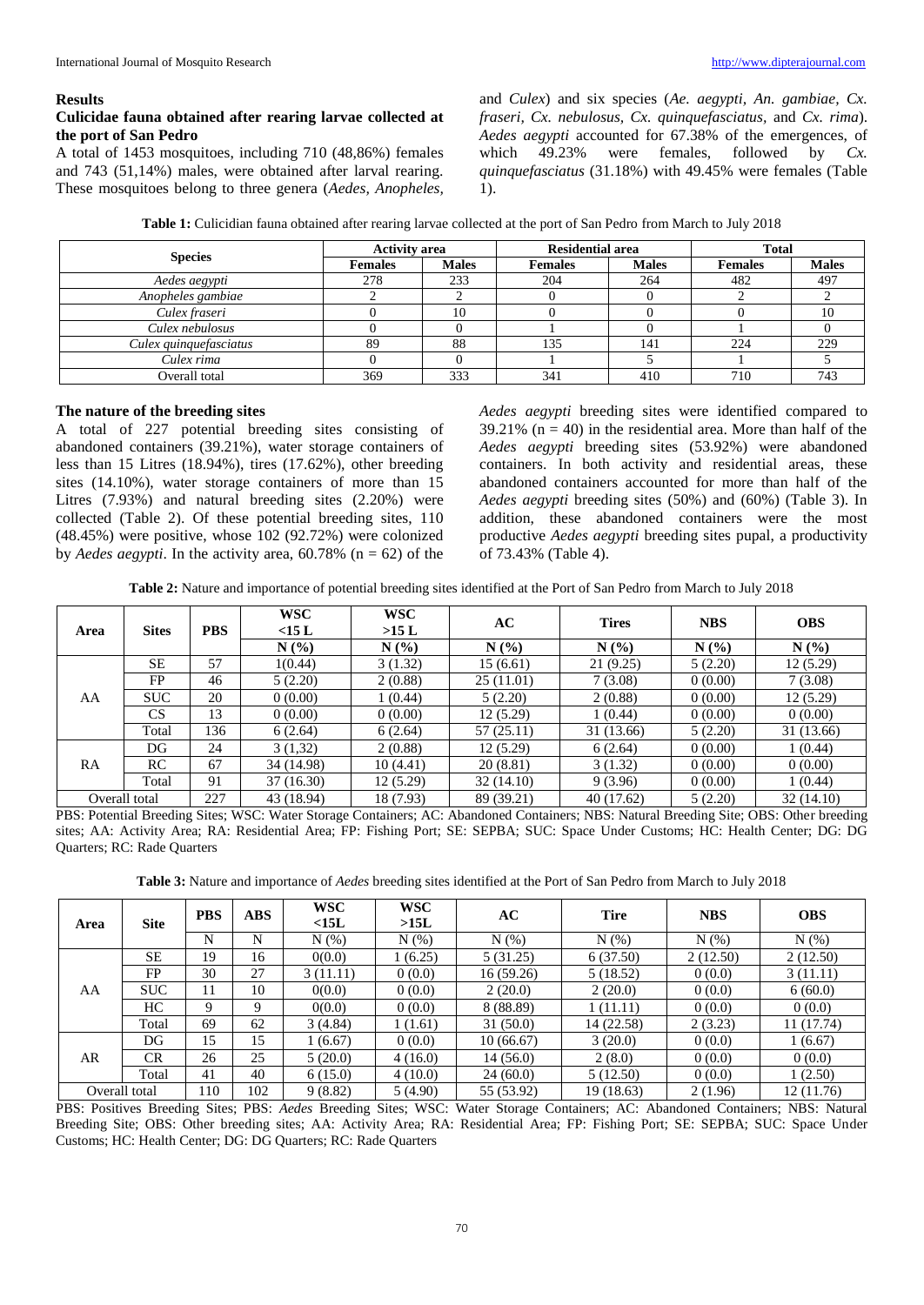## Results

### Culicidae fauna obtained after rearing larvae collected at the port of San Pedro

A total of 1453 mosquitoes, including 710 (48,86%) females and 743 (51,14%) males, were obtained after larval rearing. These mosquitoes belong to three genera (*Aedes, Anopheles,* and *Culex*) and six species (*Ae. aegypti, An. gambiae, Cx. fraseri, Cx. nebulosus, Cx. quinquefasciatus,* and *Cx. rima*). *Aedes aegypti* accounted for 67.38% of the emergences, of which 49.23% were females, followed by *Cx. quinquefasciatus* (31.18%) with 49.45% were females (Table 1).

**Table 1:** Culicidian fauna obtained after rearing larvae collected at the port of San Pedro from March to July 2018

| Species | Activity area | | Residential area | | Total | |
|---|---|---|---|---|---|---|
| | Females | Males | Females | Males | Females | Males |
| *Aedes aegypti* | 278 | 233 | 204 | 264 | 482 | 497 |
| *Anopheles gambiae* | 2 | 2 | 0 | 0 | 2 | 2 |
| *Culex fraseri* | 0 | 10 | 0 | 0 | 0 | 10 |
| *Culex nebulosus* | 0 | 0 | 1 | 0 | 1 | 0 |
| *Culex quinquefasciatus* | 89 | 88 | 135 | 141 | 224 | 229 |
| *Culex rima* | 0 | 0 | 1 | 5 | 1 | 5 |
| Overall total | 369 | 333 | 341 | 410 | 710 | 743 |

### The nature of the breeding sites

A total of 227 potential breeding sites consisting of abandoned containers (39.21%), water storage containers of less than 15 Litres (18.94%), tires (17.62%), other breeding sites (14.10%), water storage containers of more than 15 Litres (7.93%) and natural breeding sites (2.20%) were collected (Table 2). Of these potential breeding sites, 110 (48.45%) were positive, whose 102 (92.72%) were colonized by *Aedes aegypti*. In the activity area, 60.78% (n = 62) of the *Aedes aegypti* breeding sites were identified compared to 39.21% (n = 40) in the residential area. More than half of the *Aedes aegypti* breeding sites (53.92%) were abandoned containers. In both activity and residential areas, these abandoned containers accounted for more than half of the *Aedes aegypti* breeding sites (50%) and (60%) (Table 3). In addition, these abandoned containers were the most productive *Aedes aegypti* breeding sites pupal, a productivity of 73.43% (Table 4).

**Table 2:** Nature and importance of potential breeding sites identified at the Port of San Pedro from March to July 2018

| Area | Sites | PBS | WSC <15 L | WSC >15 L | AC | Tires | NBS | OBS |
|---|---|---|---|---|---|---|---|---|
| | | | N (%) | N (%) | N (%) | N (%) | N (%) | N (%) |
| AA | SE | 57 | 1(0.44) | 3 (1.32) | 15 (6.61) | 21 (9.25) | 5 (2.20) | 12 (5.29) |
| | FP | 46 | 5 (2.20) | 2 (0.88) | 25 (11.01) | 7 (3.08) | 0 (0.00) | 7 (3.08) |
| | SUC | 20 | 0 (0.00) | 1 (0.44) | 5 (2.20) | 2 (0.88) | 0 (0.00) | 12 (5.29) |
| | CS | 13 | 0 (0.00) | 0 (0.00) | 12 (5.29) | 1 (0.44) | 0 (0.00) | 0 (0.00) |
| | Total | 136 | 6 (2.64) | 6 (2.64) | 57 (25.11) | 31 (13.66) | 5 (2.20) | 31 (13.66) |
| RA | DG | 24 | 3 (1,32) | 2 (0.88) | 12 (5.29) | 6 (2.64) | 0 (0.00) | 1 (0.44) |
| | RC | 67 | 34 (14.98) | 10 (4.41) | 20 (8.81) | 3 (1.32) | 0 (0.00) | 0 (0.00) |
| | Total | 91 | 37 (16.30) | 12 (5.29) | 32 (14.10) | 9 (3.96) | 0 (0.00) | 1 (0.44) |
| Overall total | | 227 | 43 (18.94) | 18 (7.93) | 89 (39.21) | 40 (17.62) | 5 (2.20) | 32 (14.10) |

PBS: Potential Breeding Sites; WSC: Water Storage Containers; AC: Abandoned Containers; NBS: Natural Breeding Site; OBS: Other breeding sites; AA: Activity Area; RA: Residential Area; FP: Fishing Port; SE: SEPBA; SUC: Space Under Customs; HC: Health Center; DG: DG Quarters; RC: Rade Quarters

**Table 3:** Nature and importance of *Aedes* breeding sites identified at the Port of San Pedro from March to July 2018

| Area | Site | PBS | ABS | WSC <15L | WSC >15L | AC | Tire | NBS | OBS |
|---|---|---|---|---|---|---|---|---|---|
| | | N | N | N (%) | N (%) | N (%) | N (%) | N (%) | N (%) |
| AA | SE | 19 | 16 | 0(0.0) | 1 (6.25) | 5 (31.25) | 6 (37.50) | 2 (12.50) | 2 (12.50) |
| | FP | 30 | 27 | 3 (11.11) | 0 (0.0) | 16 (59.26) | 5 (18.52) | 0 (0.0) | 3 (11.11) |
| | SUC | 11 | 10 | 0(0.0) | 0 (0.0) | 2 (20.0) | 2 (20.0) | 0 (0.0) | 6 (60.0) |
| | HC | 9 | 9 | 0(0.0) | 0 (0.0) | 8 (88.89) | 1 (11.11) | 0 (0.0) | 0 (0.0) |
| | Total | 69 | 62 | 3 (4.84) | 1 (1.61) | 31 (50.0) | 14 (22.58) | 2 (3.23) | 11 (17.74) |
| AR | DG | 15 | 15 | 1 (6.67) | 0 (0.0) | 10 (66.67) | 3 (20.0) | 0 (0.0) | 1 (6.67) |
| | CR | 26 | 25 | 5 (20.0) | 4 (16.0) | 14 (56.0) | 2 (8.0) | 0 (0.0) | 0 (0.0) |
| | Total | 41 | 40 | 6 (15.0) | 4 (10.0) | 24 (60.0) | 5 (12.50) | 0 (0.0) | 1 (2.50) |
| Overall total | | 110 | 102 | 9 (8.82) | 5 (4.90) | 55 (53.92) | 19 (18.63) | 2 (1.96) | 12 (11.76) |

PBS: Positives Breeding Sites; PBS: *Aedes* Breeding Sites; WSC: Water Storage Containers; AC: Abandoned Containers; NBS: Natural Breeding Site; OBS: Other breeding sites; AA: Activity Area; RA: Residential Area; FP: Fishing Port; SE: SEPBA; SUC: Space Under Customs; HC: Health Center; DG: DG Quarters; RC: Rade Quarters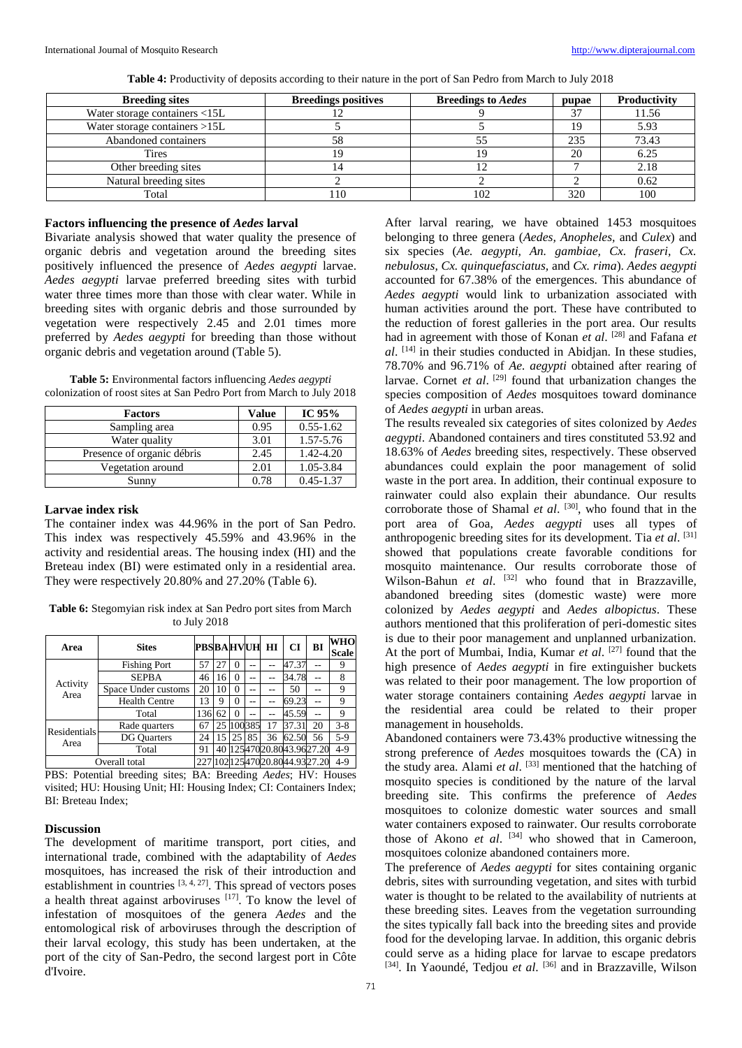**Table 4:** Productivity of deposits according to their nature in the port of San Pedro from March to July 2018

| Breeding sites | Breedings positives | Breedings to *Aedes* | pupae | Productivity |
|---|---|---|---|---|
| Water storage containers <15L | 12 | 9 | 37 | 11.56 |
| Water storage containers >15L | 5 | 5 | 19 | 5.93 |
| Abandoned containers | 58 | 55 | 235 | 73.43 |
| Tires | 19 | 19 | 20 | 6.25 |
| Other breeding sites | 14 | 12 | 7 | 2.18 |
| Natural breeding sites | 2 | 2 | 2 | 0.62 |
| Total | 110 | 102 | 320 | 100 |

### Factors influencing the presence of *Aedes* larval

Bivariate analysis showed that water quality the presence of organic debris and vegetation around the breeding sites positively influenced the presence of *Aedes aegypti* larvae. *Aedes aegypti* larvae preferred breeding sites with turbid water three times more than those with clear water. While in breeding sites with organic debris and those surrounded by vegetation were respectively 2.45 and 2.01 times more preferred by *Aedes aegypti* for breeding than those without organic debris and vegetation around (Table 5).

**Table 5:** Environmental factors influencing *Aedes aegypti* colonization of roost sites at San Pedro Port from March to July 2018

| Factors | Value | IC 95% |
|---|---|---|
| Sampling area | 0.95 | 0.55-1.62 |
| Water quality | 3.01 | 1.57-5.76 |
| Presence of organic débris | 2.45 | 1.42-4.20 |
| Vegetation around | 2.01 | 1.05-3.84 |
| Sunny | 0.78 | 0.45-1.37 |

### Larvae index risk

The container index was 44.96% in the port of San Pedro. This index was respectively 45.59% and 43.96% in the activity and residential areas. The housing index (HI) and the Breteau index (BI) were estimated only in a residential area. They were respectively 20.80% and 27.20% (Table 6).

**Table 6:** Stegomyian risk index at San Pedro port sites from March to July 2018

| Area | Sites | PBS | BA | HV | UH | HI | CI | BI | WHO Scale |
|---|---|---|---|---|---|---|---|---|---|
| Activity Area | Fishing Port | 57 | 27 | 0 | -- | -- | 47.37 | -- | 9 |
| | SEPBA | 46 | 16 | 0 | -- | -- | 34.78 | -- | 8 |
| | Space Under customs | 20 | 10 | 0 | -- | -- | 50 | -- | 9 |
| | Health Centre | 13 | 9 | 0 | -- | -- | 69.23 | -- | 9 |
| | Total | 136 | 62 | 0 | -- | -- | 45.59 | -- | 9 |
| Residentials Area | Rade quarters | 67 | 25 | 100 | 385 | 17 | 37.31 | 20 | 3-8 |
| | DG Quarters | 24 | 15 | 25 | 85 | 36 | 62.50 | 56 | 5-9 |
| | Total | 91 | 40 | 125 | 470 | 20.80 | 43.96 | 27.20 | 4-9 |
| Overall total | | 227 | 102 | 125 | 470 | 20.80 | 44.93 | 27.20 | 4-9 |

PBS: Potential breeding sites; BA: Breeding *Aedes*; HV: Houses visited; HU: Housing Unit; HI: Housing Index; CI: Containers Index; BI: Breteau Index;

## Discussion

The development of maritime transport, port cities, and international trade, combined with the adaptability of *Aedes* mosquitoes, has increased the risk of their introduction and establishment in countries [3, 4, 27]. This spread of vectors poses a health threat against arboviruses [17]. To know the level of infestation of mosquitoes of the genera *Aedes* and the entomological risk of arboviruses through the description of their larval ecology, this study has been undertaken, at the port of the city of San-Pedro, the second largest port in Côte d'Ivoire.

After larval rearing, we have obtained 1453 mosquitoes belonging to three genera (*Aedes, Anopheles,* and *Culex*) and six species (*Ae. aegypti, An. gambiae, Cx. fraseri, Cx. nebulosus, Cx. quinquefasciatus,* and *Cx. rima*). *Aedes aegypti* accounted for 67.38% of the emergences. This abundance of *Aedes aegypti* would link to urbanization associated with human activities around the port. These have contributed to the reduction of forest galleries in the port area. Our results had in agreement with those of Konan *et al.* [28] and Fafana *et al.* [14] in their studies conducted in Abidjan. In these studies, 78.70% and 96.71% of *Ae. aegypti* obtained after rearing of larvae. Cornet *et al.* [29] found that urbanization changes the species composition of *Aedes* mosquitoes toward dominance of *Aedes aegypti* in urban areas.

The results revealed six categories of sites colonized by *Aedes aegypti*. Abandoned containers and tires constituted 53.92 and 18.63% of *Aedes* breeding sites, respectively. These observed abundances could explain the poor management of solid waste in the port area. In addition, their continual exposure to rainwater could also explain their abundance. Our results corroborate those of Shamal *et al.* [30], who found that in the port area of Goa, *Aedes aegypti* uses all types of anthropogenic breeding sites for its development. Tia *et al.* [31] showed that populations create favorable conditions for mosquito maintenance. Our results corroborate those of Wilson-Bahun *et al.* [32] who found that in Brazzaville, abandoned breeding sites (domestic waste) were more colonized by *Aedes aegypti* and *Aedes albopictus*. These authors mentioned that this proliferation of peri-domestic sites is due to their poor management and unplanned urbanization. At the port of Mumbai, India, Kumar *et al.* [27] found that the high presence of *Aedes aegypti* in fire extinguisher buckets was related to their poor management. The low proportion of water storage containers containing *Aedes aegypti* larvae in the residential area could be related to their proper management in households.

Abandoned containers were 73.43% productive witnessing the strong preference of *Aedes* mosquitoes towards the (CA) in the study area. Alami *et al.* [33] mentioned that the hatching of mosquito species is conditioned by the nature of the larval breeding site. This confirms the preference of *Aedes* mosquitoes to colonize domestic water sources and small water containers exposed to rainwater. Our results corroborate those of Akono *et al.* [34] who showed that in Cameroon, mosquitoes colonize abandoned containers more.

The preference of *Aedes aegypti* for sites containing organic debris, sites with surrounding vegetation, and sites with turbid water is thought to be related to the availability of nutrients at these breeding sites. Leaves from the vegetation surrounding the sites typically fall back into the breeding sites and provide food for the developing larvae. In addition, this organic debris could serve as a hiding place for larvae to escape predators [34]. In Yaoundé, Tedjou *et al.* [36] and in Brazzaville, Wilson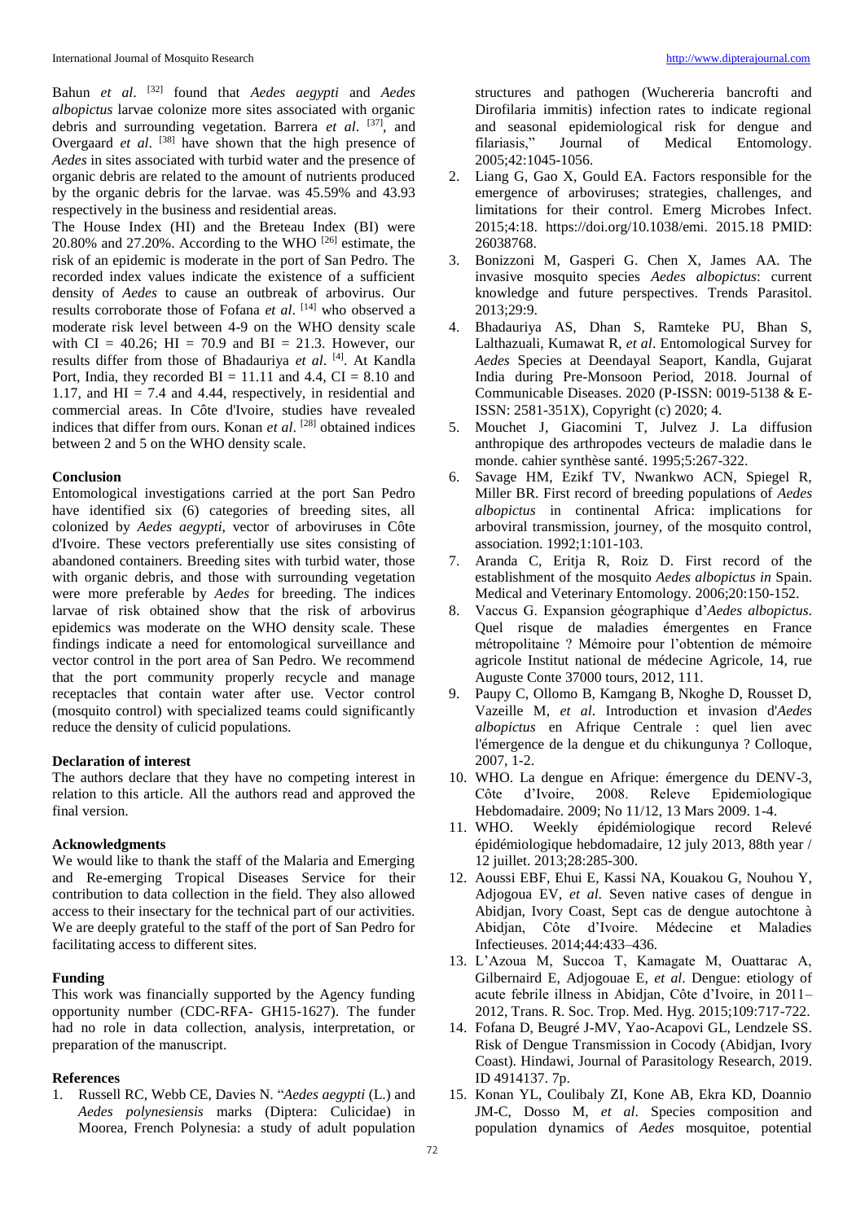Bahun *et al*. [32] found that *Aedes aegypti* and *Aedes albopictus* larvae colonize more sites associated with organic debris and surrounding vegetation. Barrera *et al*. [37], and Overgaard *et al*. [38] have shown that the high presence of *Aedes* in sites associated with turbid water and the presence of organic debris are related to the amount of nutrients produced by the organic debris for the larvae. was 45.59% and 43.93 respectively in the business and residential areas.

The House Index (HI) and the Breteau Index (BI) were 20.80% and 27.20%. According to the WHO [26] estimate, the risk of an epidemic is moderate in the port of San Pedro. The recorded index values indicate the existence of a sufficient density of *Aedes* to cause an outbreak of arbovirus. Our results corroborate those of Fofana *et al*. [14] who observed a moderate risk level between 4-9 on the WHO density scale with CI = 40.26; HI = 70.9 and BI = 21.3. However, our results differ from those of Bhadauriya *et al*. [4]. At Kandla Port, India, they recorded BI = 11.11 and 4.4, CI = 8.10 and 1.17, and HI = 7.4 and 4.44, respectively, in residential and commercial areas. In Côte d'Ivoire, studies have revealed indices that differ from ours. Konan *et al*. [28] obtained indices between 2 and 5 on the WHO density scale.

## Conclusion

Entomological investigations carried at the port San Pedro have identified six (6) categories of breeding sites, all colonized by *Aedes aegypti*, vector of arboviruses in Côte d'Ivoire. These vectors preferentially use sites consisting of abandoned containers. Breeding sites with turbid water, those with organic debris, and those with surrounding vegetation were more preferable by *Aedes* for breeding. The indices larvae of risk obtained show that the risk of arbovirus epidemics was moderate on the WHO density scale. These findings indicate a need for entomological surveillance and vector control in the port area of San Pedro. We recommend that the port community properly recycle and manage receptacles that contain water after use. Vector control (mosquito control) with specialized teams could significantly reduce the density of culicid populations.

## Declaration of interest

The authors declare that they have no competing interest in relation to this article. All the authors read and approved the final version.

## Acknowledgments

We would like to thank the staff of the Malaria and Emerging and Re-emerging Tropical Diseases Service for their contribution to data collection in the field. They also allowed access to their insectary for the technical part of our activities. We are deeply grateful to the staff of the port of San Pedro for facilitating access to different sites.

## Funding

This work was financially supported by the Agency funding opportunity number (CDC-RFA- GH15-1627). The funder had no role in data collection, analysis, interpretation, or preparation of the manuscript.

## References

1. Russell RC, Webb CE, Davies N. "*Aedes aegypti* (L.) and *Aedes polynesiensis* marks (Diptera: Culicidae) in Moorea, French Polynesia: a study of adult population structures and pathogen (Wuchereria bancrofti and Dirofilaria immitis) infection rates to indicate regional and seasonal epidemiological risk for dengue and filariasis," Journal of Medical Entomology. 2005;42:1045-1056.
2. Liang G, Gao X, Gould EA. Factors responsible for the emergence of arboviruses; strategies, challenges, and limitations for their control. Emerg Microbes Infect. 2015;4:18. https://doi.org/10.1038/emi. 2015.18 PMID: 26038768.
3. Bonizzoni M, Gasperi G. Chen X, James AA. The invasive mosquito species *Aedes albopictus*: current knowledge and future perspectives. Trends Parasitol. 2013;29:9.
4. Bhadauriya AS, Dhan S, Ramteke PU, Bhan S, Lalthazuali, Kumawat R, *et al*. Entomological Survey for *Aedes* Species at Deendayal Seaport, Kandla, Gujarat India during Pre-Monsoon Period, 2018. Journal of Communicable Diseases. 2020 (P-ISSN: 0019-5138 & E-ISSN: 2581-351X), Copyright (c) 2020; 4.
5. Mouchet J, Giacomini T, Julvez J. La diffusion anthropique des arthropodes vecteurs de maladie dans le monde. cahier synthèse santé. 1995;5:267-322.
6. Savage HM, Ezikf TV, Nwankwo ACN, Spiegel R, Miller BR. First record of breeding populations of *Aedes albopictus* in continental Africa: implications for arboviral transmission, journey, of the mosquito control, association. 1992;1:101-103.
7. Aranda C, Eritja R, Roiz D. First record of the establishment of the mosquito *Aedes albopictus in* Spain. Medical and Veterinary Entomology. 2006;20:150-152.
8. Vaccus G. Expansion géographique d'*Aedes albopictus*. Quel risque de maladies émergentes en France métropolitaine ? Mémoire pour l'obtention de mémoire agricole Institut national de médecine Agricole, 14, rue Auguste Conte 37000 tours, 2012, 111.
9. Paupy C, Ollomo B, Kamgang B, Nkoghe D, Rousset D, Vazeille M, *et al*. Introduction et invasion d'*Aedes albopictus* en Afrique Centrale : quel lien avec l'émergence de la dengue et du chikungunya ? Colloque, 2007, 1-2.
10. WHO. La dengue en Afrique: émergence du DENV-3, Côte d'Ivoire, 2008. Releve Epidemiologique Hebdomadaire. 2009; No 11/12, 13 Mars 2009. 1-4.
11. WHO. Weekly épidémiologique record Relevé épidémiologique hebdomadaire, 12 july 2013, 88th year / 12 juillet. 2013;28:285-300.
12. Aoussi EBF, Ehui E, Kassi NA, Kouakou G, Nouhou Y, Adjogoua EV, *et al*. Seven native cases of dengue in Abidjan, Ivory Coast, Sept cas de dengue autochtone à Abidjan, Côte d'Ivoire. Médecine et Maladies Infectieuses. 2014;44:433–436.
13. L'Azoua M, Succoa T, Kamagate M, Ouattarac A, Gilbernaird E, Adjogouae E, *et al*. Dengue: etiology of acute febrile illness in Abidjan, Côte d'Ivoire, in 2011–2012, Trans. R. Soc. Trop. Med. Hyg. 2015;109:717-722.
14. Fofana D, Beugré J-MV, Yao-Acapovi GL, Lendzele SS. Risk of Dengue Transmission in Cocody (Abidjan, Ivory Coast). Hindawi, Journal of Parasitology Research, 2019. ID 4914137. 7p.
15. Konan YL, Coulibaly ZI, Kone AB, Ekra KD, Doannio JM-C, Dosso M, *et al*. Species composition and population dynamics of *Aedes* mosquitoe, potential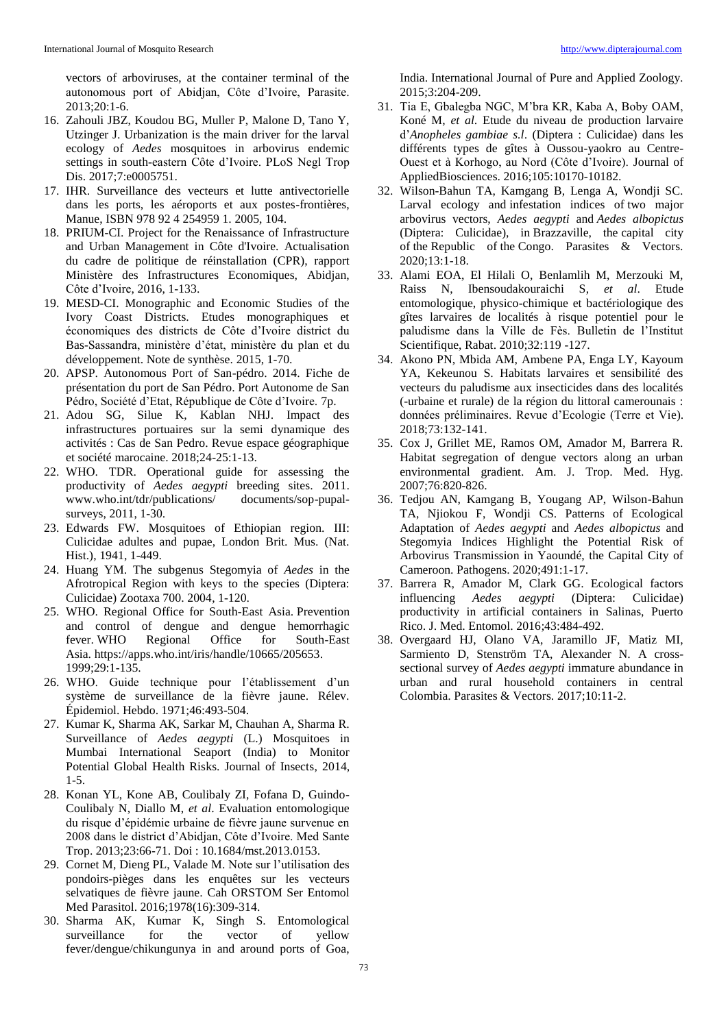vectors of arboviruses, at the container terminal of the autonomous port of Abidjan, Côte d'Ivoire, Parasite. 2013;20:1-6.

16. Zahouli JBZ, Koudou BG, Muller P, Malone D, Tano Y, Utzinger J. Urbanization is the main driver for the larval ecology of *Aedes* mosquitoes in arbovirus endemic settings in south-eastern Côte d'Ivoire. PLoS Negl Trop Dis. 2017;7:e0005751.
17. IHR. Surveillance des vecteurs et lutte antivectorielle dans les ports, les aéroports et aux postes-frontières, Manue, ISBN 978 92 4 254959 1. 2005, 104.
18. PRIUM-CI. Project for the Renaissance of Infrastructure and Urban Management in Côte d'Ivoire. Actualisation du cadre de politique de réinstallation (CPR), rapport Ministère des Infrastructures Economiques, Abidjan, Côte d'Ivoire, 2016, 1-133.
19. MESD-CI. Monographic and Economic Studies of the Ivory Coast Districts. Etudes monographiques et économiques des districts de Côte d'Ivoire district du Bas-Sassandra, ministère d'état, ministère du plan et du développement. Note de synthèse. 2015, 1-70.
20. APSP. Autonomous Port of San-pédro. 2014. Fiche de présentation du port de San Pédro. Port Autonome de San Pédro, Société d'Etat, République de Côte d'Ivoire. 7p.
21. Adou SG, Silue K, Kablan NHJ. Impact des infrastructures portuaires sur la semi dynamique des activités : Cas de San Pedro. Revue espace géographique et société marocaine. 2018;24-25:1-13.
22. WHO. TDR. Operational guide for assessing the productivity of *Aedes aegypti* breeding sites. 2011. www.who.int/tdr/publications/ documents/sop-pupal-surveys, 2011, 1-30.
23. Edwards FW. Mosquitoes of Ethiopian region. III: Culicidae adultes and pupae, London Brit. Mus. (Nat. Hist.), 1941, 1-449.
24. Huang YM. The subgenus Stegomyia of *Aedes* in the Afrotropical Region with keys to the species (Diptera: Culicidae) Zootaxa 700. 2004, 1-120.
25. WHO. Regional Office for South-East Asia. Prevention and control of dengue and dengue hemorrhagic fever. WHO Regional Office for South-East Asia. https://apps.who.int/iris/handle/10665/205653. 1999;29:1-135.
26. WHO. Guide technique pour l'établissement d'un système de surveillance de la fièvre jaune. Rélev. Épidemiol. Hebdo. 1971;46:493-504.
27. Kumar K, Sharma AK, Sarkar M, Chauhan A, Sharma R. Surveillance of *Aedes aegypti* (L.) Mosquitoes in Mumbai International Seaport (India) to Monitor Potential Global Health Risks. Journal of Insects, 2014, 1-5.
28. Konan YL, Kone AB, Coulibaly ZI, Fofana D, Guindo-Coulibaly N, Diallo M, *et al*. Evaluation entomologique du risque d'épidémie urbaine de fièvre jaune survenue en 2008 dans le district d'Abidjan, Côte d'Ivoire. Med Sante Trop. 2013;23:66-71. Doi : 10.1684/mst.2013.0153.
29. Cornet M, Dieng PL, Valade M. Note sur l'utilisation des pondoirs-pièges dans les enquêtes sur les vecteurs selvatiques de fièvre jaune. Cah ORSTOM Ser Entomol Med Parasitol. 2016;1978(16):309-314.
30. Sharma AK, Kumar K, Singh S. Entomological surveillance for the vector of yellow fever/dengue/chikungunya in and around ports of Goa, India. International Journal of Pure and Applied Zoology. 2015;3:204-209.
31. Tia E, Gbalegba NGC, M'bra KR, Kaba A, Boby OAM, Koné M, *et al*. Etude du niveau de production larvaire d'*Anopheles gambiae s.l*. (Diptera : Culicidae) dans les différents types de gîtes à Oussou-yaokro au Centre-Ouest et à Korhogo, au Nord (Côte d'Ivoire). Journal of AppliedBiosciences. 2016;105:10170-10182.
32. Wilson-Bahun TA, Kamgang B, Lenga A, Wondji SC. Larval ecology and infestation indices of two major arbovirus vectors, *Aedes aegypti* and *Aedes albopictus* (Diptera: Culicidae), in Brazzaville, the capital city of the Republic of the Congo. Parasites & Vectors. 2020;13:1-18.
33. Alami EOA, El Hilali O, Benlamlih M, Merzouki M, Raiss N, Ibensoudakouraichi S, *et al*. Etude entomologique, physico-chimique et bactériologique des gîtes larvaires de localités à risque potentiel pour le paludisme dans la Ville de Fès. Bulletin de l'Institut Scientifique, Rabat. 2010;32:119 -127.
34. Akono PN, Mbida AM, Ambene PA, Enga LY, Kayoum YA, Kekeunou S. Habitats larvaires et sensibilité des vecteurs du paludisme aux insecticides dans des localités (-urbaine et rurale) de la région du littoral camerounais : données préliminaires. Revue d'Ecologie (Terre et Vie). 2018;73:132-141.
35. Cox J, Grillet ME, Ramos OM, Amador M, Barrera R. Habitat segregation of dengue vectors along an urban environmental gradient. Am. J. Trop. Med. Hyg. 2007;76:820-826.
36. Tedjou AN, Kamgang B, Yougang AP, Wilson-Bahun TA, Njiokou F, Wondji CS. Patterns of Ecological Adaptation of *Aedes aegypti* and *Aedes albopictus* and Stegomyia Indices Highlight the Potential Risk of Arbovirus Transmission in Yaoundé, the Capital City of Cameroon. Pathogens. 2020;491:1-17.
37. Barrera R, Amador M, Clark GG. Ecological factors influencing *Aedes aegypti* (Diptera: Culicidae) productivity in artificial containers in Salinas, Puerto Rico. J. Med. Entomol. 2016;43:484-492.
38. Overgaard HJ, Olano VA, Jaramillo JF, Matiz MI, Sarmiento D, Stenström TA, Alexander N. A cross-sectional survey of *Aedes aegypti* immature abundance in urban and rural household containers in central Colombia. Parasites & Vectors. 2017;10:11-2.